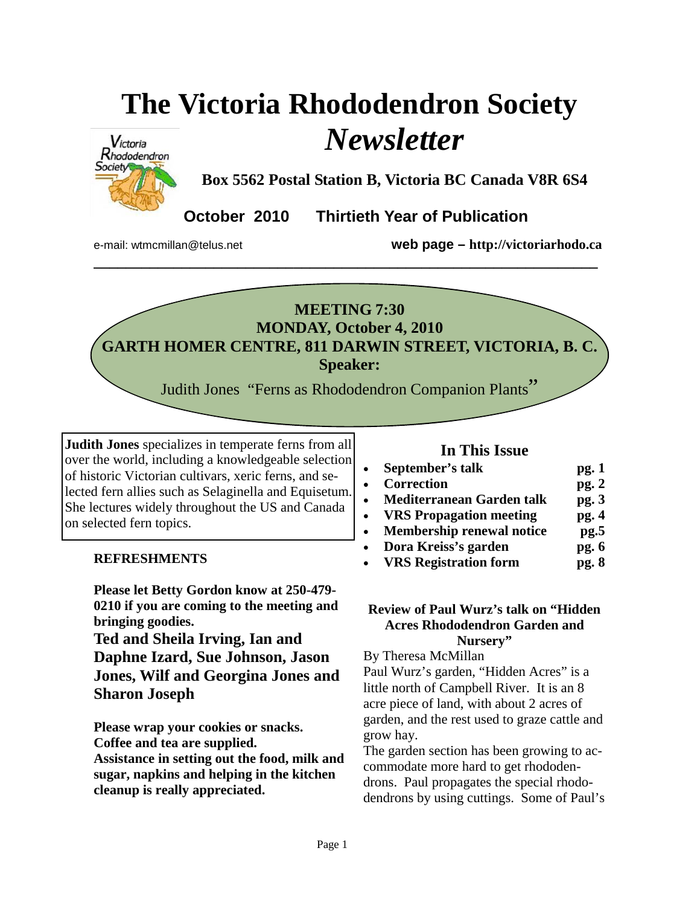# The Victoria Rhododendron Society *Newsletter*

**Box 5562 Postal Station B, Victoria BC Canada V8R 6S4**

**October 2010 Thirtieth Year of Publication**

e-mail: wtmcmillan@telus.net **web page – http://victoriarhodo.ca**

---

**MEETING 7:30**
**MONDAY, October 4, 2010**
**GARTH HOMER CENTRE, 811 DARWIN STREET, VICTORIA, B. C.**
**Speaker:**
Judith Jones "Ferns as Rhododendron Companion Plants"

**Judith Jones** specializes in temperate ferns from all over the world, including a knowledgeable selection of historic Victorian cultivars, xeric ferns, and selected fern allies such as Selaginella and Equisetum. She lectures widely throughout the US and Canada on selected fern topics.

**REFRESHMENTS**

**Please let Betty Gordon know at 250-479-0210 if you are coming to the meeting and bringing goodies.**

**Ted and Sheila Irving, Ian and Daphne Izard, Sue Johnson, Jason Jones, Wilf and Georgina Jones and Sharon Joseph**

**Please wrap your cookies or snacks.**
**Coffee and tea are supplied.**
**Assistance in setting out the food, milk and sugar, napkins and helping in the kitchen cleanup is really appreciated.**

## In This Issue

- **September's talk** **pg. 1**
- **Correction** **pg. 2**
- **Mediterranean Garden talk** **pg. 3**
- **VRS Propagation meeting** **pg. 4**
- **Membership renewal notice** **pg.5**
- **Dora Kreiss's garden** **pg. 6**
- **VRS Registration form** **pg. 8**

### Review of Paul Wurz's talk on "Hidden Acres Rhododendron Garden and Nursery"

By Theresa McMillan

Paul Wurz's garden, "Hidden Acres" is a little north of Campbell River. It is an 8 acre piece of land, with about 2 acres of garden, and the rest used to graze cattle and grow hay.

The garden section has been growing to accommodate more hard to get rhododendrons. Paul propagates the special rhododendrons by using cuttings. Some of Paul's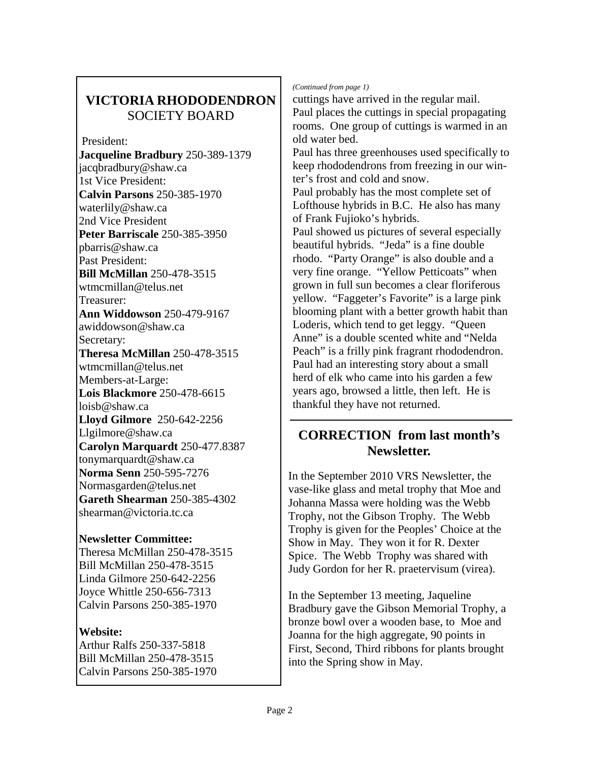## VICTORIA RHODODENDRON SOCIETY BOARD

President:
**Jacqueline Bradbury** 250-389-1379
jacqbradbury@shaw.ca
1st Vice President:
**Calvin Parsons** 250-385-1970
waterlily@shaw.ca
2nd Vice President
**Peter Barriscale** 250-385-3950
pbarris@shaw.ca
Past President:
**Bill McMillan** 250-478-3515
wtmcmillan@telus.net
Treasurer:
**Ann Widdowson** 250-479-9167
awiddowson@shaw.ca
Secretary:
**Theresa McMillan** 250-478-3515
wtmcmillan@telus.net
Members-at-Large:
**Lois Blackmore** 250-478-6615
loisb@shaw.ca
**Lloyd Gilmore** 250-642-2256
Llgilmore@shaw.ca
**Carolyn Marquardt** 250-477.8387
tonymarquardt@shaw.ca
**Norma Senn** 250-595-7276
Normasgarden@telus.net
**Gareth Shearman** 250-385-4302
shearman@victoria.tc.ca

**Newsletter Committee:**
Theresa McMillan 250-478-3515
Bill McMillan 250-478-3515
Linda Gilmore 250-642-2256
Joyce Whittle 250-656-7313
Calvin Parsons 250-385-1970

**Website:**
Arthur Ralfs 250-337-5818
Bill McMillan 250-478-3515
Calvin Parsons 250-385-1970

*(Continued from page 1)*

cuttings have arrived in the regular mail.
Paul places the cuttings in special propagating rooms. One group of cuttings is warmed in an old water bed.
Paul has three greenhouses used specifically to keep rhododendrons from freezing in our winter's frost and cold and snow.
Paul probably has the most complete set of Lofthouse hybrids in B.C. He also has many of Frank Fujioko's hybrids.
Paul showed us pictures of several especially beautiful hybrids. "Jeda" is a fine double rhodo. "Party Orange" is also double and a very fine orange. "Yellow Petticoats" when grown in full sun becomes a clear floriferous yellow. "Faggeter's Favorite" is a large pink blooming plant with a better growth habit than Loderis, which tend to get leggy. "Queen Anne" is a double scented white and "Nelda Peach" is a frilly pink fragrant rhododendron.
Paul had an interesting story about a small herd of elk who came into his garden a few years ago, browsed a little, then left. He is thankful they have not returned.

## CORRECTION from last month's Newsletter.

In the September 2010 VRS Newsletter, the vase-like glass and metal trophy that Moe and Johanna Massa were holding was the Webb Trophy, not the Gibson Trophy. The Webb Trophy is given for the Peoples' Choice at the Show in May. They won it for R. Dexter Spice. The Webb Trophy was shared with Judy Gordon for her R. praetervisum (virea).

In the September 13 meeting, Jaqueline Bradbury gave the Gibson Memorial Trophy, a bronze bowl over a wooden base, to Moe and Joanna for the high aggregate, 90 points in First, Second, Third ribbons for plants brought into the Spring show in May.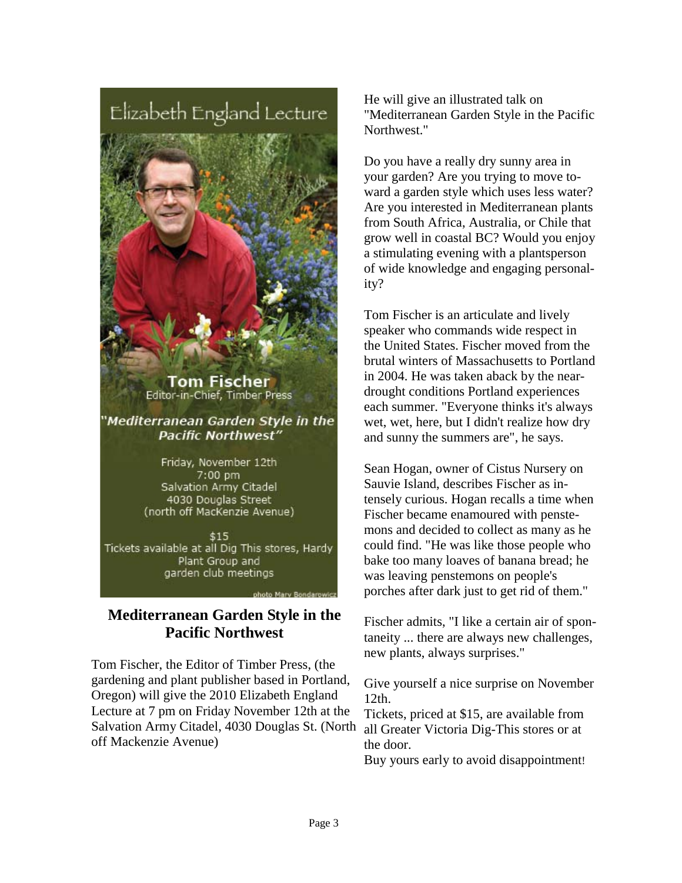# Elizabeth England Lecture

**Tom Fischer**
Editor-in-Chief, Timber Press

***"Mediterranean Garden Style in the Pacific Northwest"***

Friday, November 12th
7:00 pm
Salvation Army Citadel
4030 Douglas Street
(north off MacKenzie Avenue)

$15
Tickets available at all Dig This stores, Hardy Plant Group and garden club meetings

photo Mary Bondarowicz

## Mediterranean Garden Style in the Pacific Northwest

Tom Fischer, the Editor of Timber Press, (the gardening and plant publisher based in Portland, Oregon) will give the 2010 Elizabeth England Lecture at 7 pm on Friday November 12th at the Salvation Army Citadel, 4030 Douglas St. (North off Mackenzie Avenue)

He will give an illustrated talk on "Mediterranean Garden Style in the Pacific Northwest."

Do you have a really dry sunny area in your garden? Are you trying to move toward a garden style which uses less water? Are you interested in Mediterranean plants from South Africa, Australia, or Chile that grow well in coastal BC? Would you enjoy a stimulating evening with a plantsperson of wide knowledge and engaging personality?

Tom Fischer is an articulate and lively speaker who commands wide respect in the United States. Fischer moved from the brutal winters of Massachusetts to Portland in 2004. He was taken aback by the near-drought conditions Portland experiences each summer. "Everyone thinks it's always wet, wet, here, but I didn't realize how dry and sunny the summers are", he says.

Sean Hogan, owner of Cistus Nursery on Sauvie Island, describes Fischer as intensely curious. Hogan recalls a time when Fischer became enamoured with penstemons and decided to collect as many as he could find. "He was like those people who bake too many loaves of banana bread; he was leaving penstemons on people's porches after dark just to get rid of them."

Fischer admits, "I like a certain air of spontaneity ... there are always new challenges, new plants, always surprises."

Give yourself a nice surprise on November 12th.

Tickets, priced at $15, are available from all Greater Victoria Dig-This stores or at the door.

Buy yours early to avoid disappointment!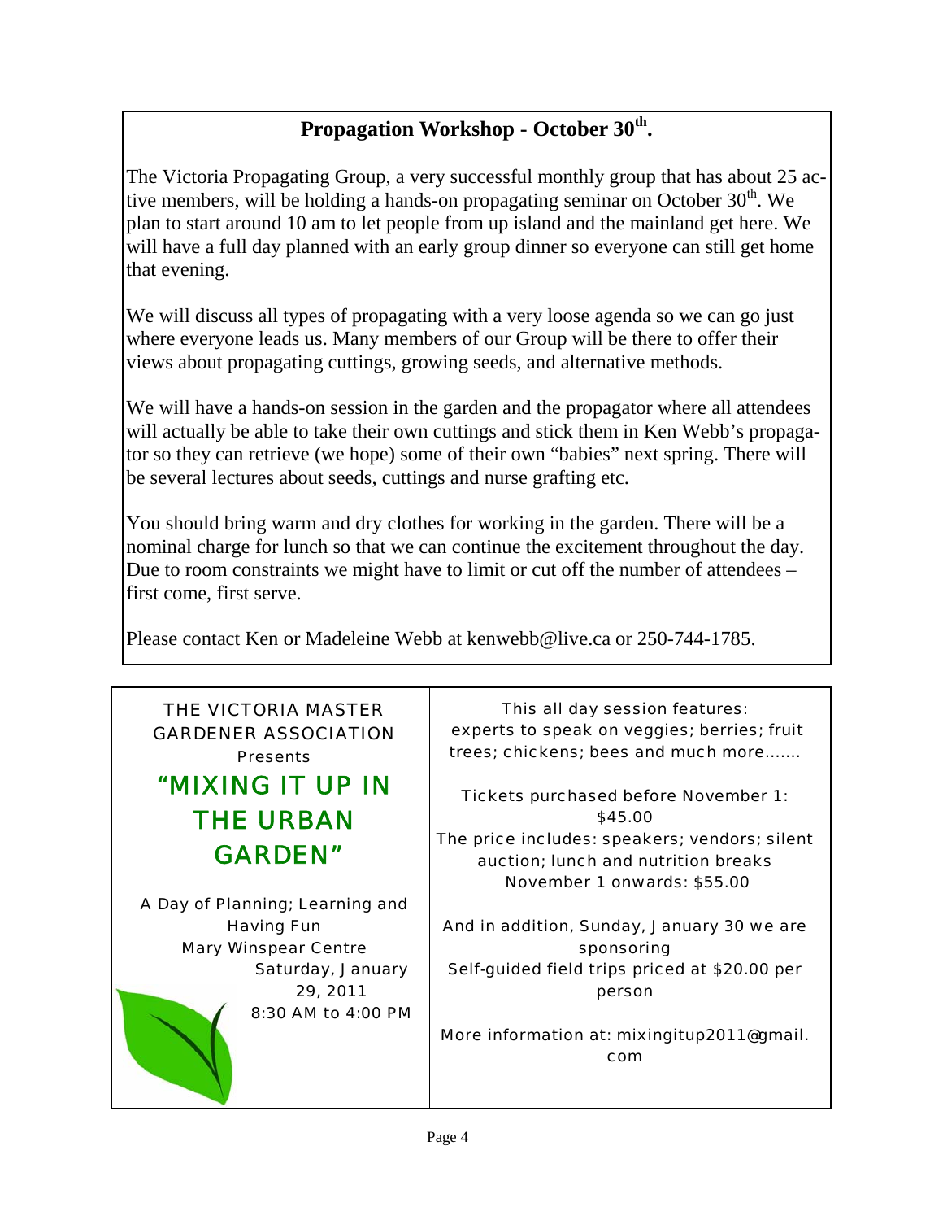## Propagation Workshop - October 30th.

The Victoria Propagating Group, a very successful monthly group that has about 25 active members, will be holding a hands-on propagating seminar on October 30th. We plan to start around 10 am to let people from up island and the mainland get here. We will have a full day planned with an early group dinner so everyone can still get home that evening.

We will discuss all types of propagating with a very loose agenda so we can go just where everyone leads us. Many members of our Group will be there to offer their views about propagating cuttings, growing seeds, and alternative methods.

We will have a hands-on session in the garden and the propagator where all attendees will actually be able to take their own cuttings and stick them in Ken Webb's propagator so they can retrieve (we hope) some of their own "babies" next spring. There will be several lectures about seeds, cuttings and nurse grafting etc.

You should bring warm and dry clothes for working in the garden. There will be a nominal charge for lunch so that we can continue the excitement throughout the day. Due to room constraints we might have to limit or cut off the number of attendees – first come, first serve.

Please contact Ken or Madeleine Webb at kenwebb@live.ca or 250-744-1785.

---

THE VICTORIA MASTER GARDENER ASSOCIATION

Presents

## "MIXING IT UP IN THE URBAN GARDEN"

A Day of Planning; Learning and Having Fun

Mary Winspear Centre

Saturday, January 29, 2011

8:30 AM to 4:00 PM

This all day session features:
experts to speak on veggies; berries; fruit trees; chickens; bees and much more.......

Tickets purchased before November 1: $45.00

The price includes: speakers; vendors; silent auction; lunch and nutrition breaks

November 1 onwards: $55.00

And in addition, Sunday, January 30 we are sponsoring

Self-guided field trips priced at $20.00 per person

More information at: mixingitup2011@gmail.com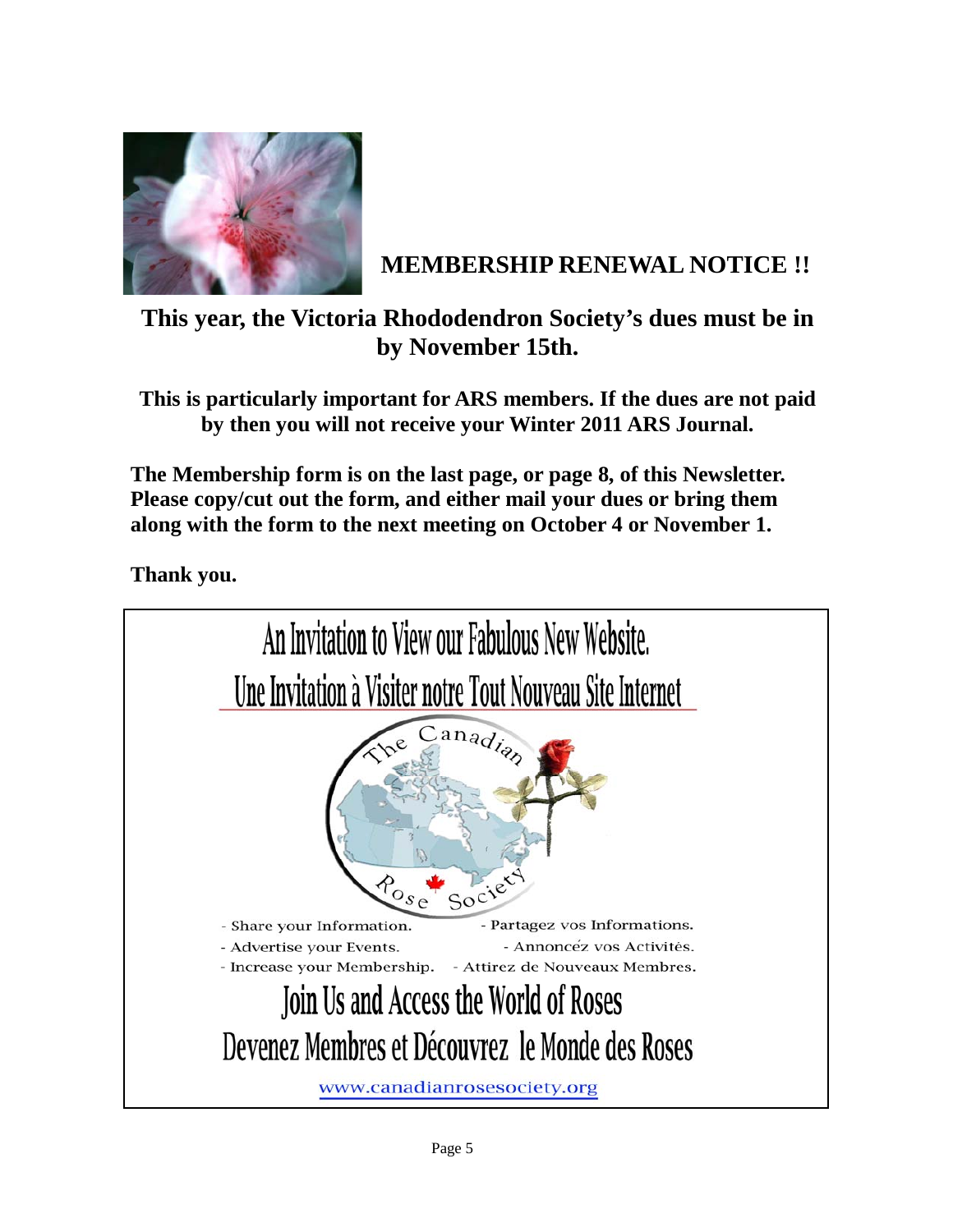## MEMBERSHIP RENEWAL NOTICE !!

**This year, the Victoria Rhododendron Society's dues must be in by November 15th.**

**This is particularly important for ARS members. If the dues are not paid by then you will not receive your Winter 2011 ARS Journal.**

**The Membership form is on the last page, or page 8, of this Newsletter. Please copy/cut out the form, and either mail your dues or bring them along with the form to the next meeting on October 4 or November 1.**

**Thank you.**

---

# An Invitation to View our Fabulous New Website.

# Une Invitation à Visiter notre Tout Nouveau Site Internet

The Canadian Rose Society

- Share your Information. - Partagez vos Informations.
- Advertise your Events. - Annoncéz vos Activités.
- Increase your Membership. - Attirez de Nouveaux Membres.

## Join Us and Access the World of Roses

## Devenez Membres et Découvrez le Monde des Roses

www.canadianrosesociety.org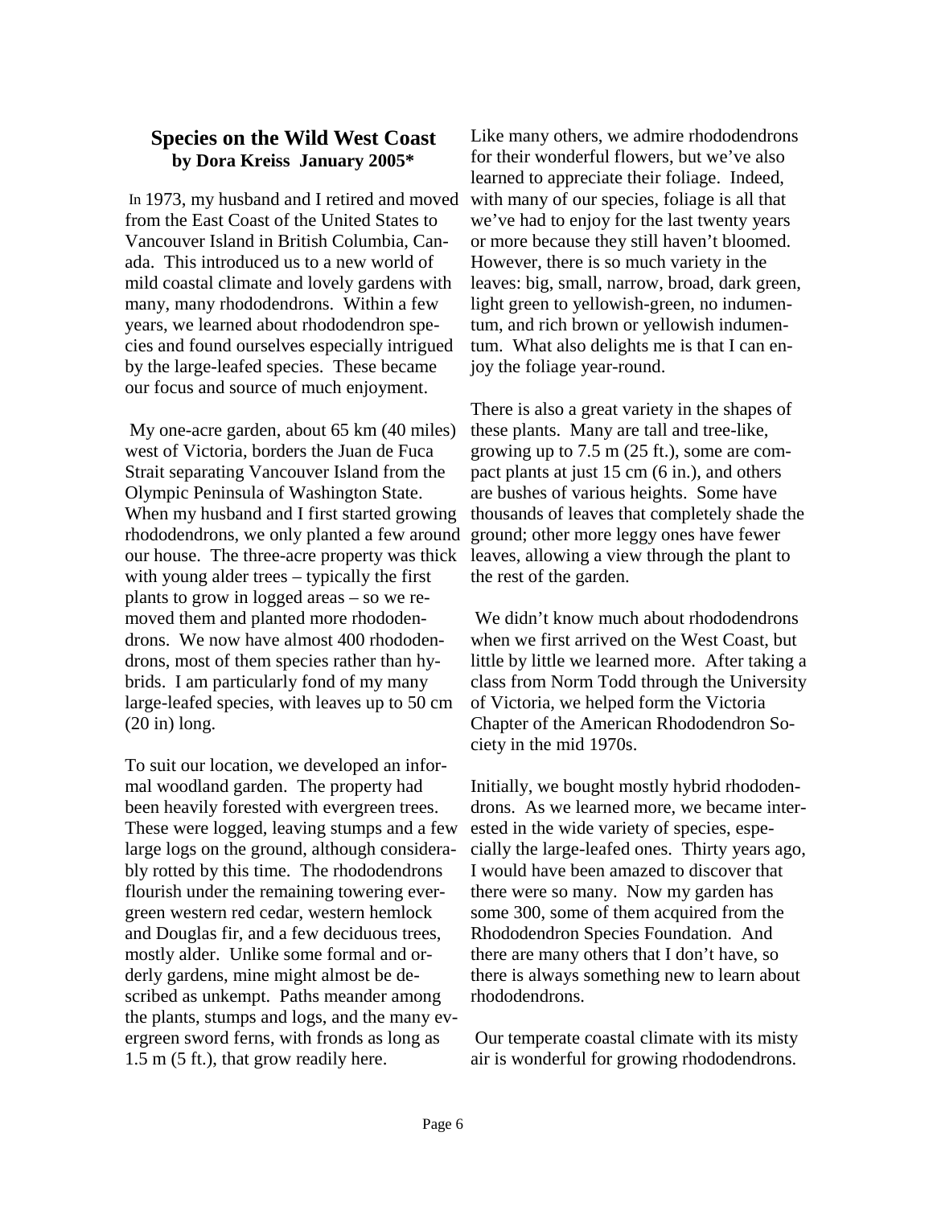## Species on the Wild West Coast

**by Dora Kreiss January 2005***

In 1973, my husband and I retired and moved from the East Coast of the United States to Vancouver Island in British Columbia, Canada. This introduced us to a new world of mild coastal climate and lovely gardens with many, many rhododendrons. Within a few years, we learned about rhododendron species and found ourselves especially intrigued by the large-leafed species. These became our focus and source of much enjoyment.

My one-acre garden, about 65 km (40 miles) west of Victoria, borders the Juan de Fuca Strait separating Vancouver Island from the Olympic Peninsula of Washington State. When my husband and I first started growing rhododendrons, we only planted a few around our house. The three-acre property was thick with young alder trees – typically the first plants to grow in logged areas – so we removed them and planted more rhododendrons. We now have almost 400 rhododendrons, most of them species rather than hybrids. I am particularly fond of my many large-leafed species, with leaves up to 50 cm (20 in) long.

To suit our location, we developed an informal woodland garden. The property had been heavily forested with evergreen trees. These were logged, leaving stumps and a few large logs on the ground, although considerably rotted by this time. The rhododendrons flourish under the remaining towering evergreen western red cedar, western hemlock and Douglas fir, and a few deciduous trees, mostly alder. Unlike some formal and orderly gardens, mine might almost be described as unkempt. Paths meander among the plants, stumps and logs, and the many evergreen sword ferns, with fronds as long as 1.5 m (5 ft.), that grow readily here.

Like many others, we admire rhododendrons for their wonderful flowers, but we've also learned to appreciate their foliage. Indeed, with many of our species, foliage is all that we've had to enjoy for the last twenty years or more because they still haven't bloomed. However, there is so much variety in the leaves: big, small, narrow, broad, dark green, light green to yellowish-green, no indumentum, and rich brown or yellowish indumentum. What also delights me is that I can enjoy the foliage year-round.

There is also a great variety in the shapes of these plants. Many are tall and tree-like, growing up to 7.5 m (25 ft.), some are compact plants at just 15 cm (6 in.), and others are bushes of various heights. Some have thousands of leaves that completely shade the ground; other more leggy ones have fewer leaves, allowing a view through the plant to the rest of the garden.

We didn't know much about rhododendrons when we first arrived on the West Coast, but little by little we learned more. After taking a class from Norm Todd through the University of Victoria, we helped form the Victoria Chapter of the American Rhododendron Society in the mid 1970s.

Initially, we bought mostly hybrid rhododendrons. As we learned more, we became interested in the wide variety of species, especially the large-leafed ones. Thirty years ago, I would have been amazed to discover that there were so many. Now my garden has some 300, some of them acquired from the Rhododendron Species Foundation. And there are many others that I don't have, so there is always something new to learn about rhododendrons.

Our temperate coastal climate with its misty air is wonderful for growing rhododendrons.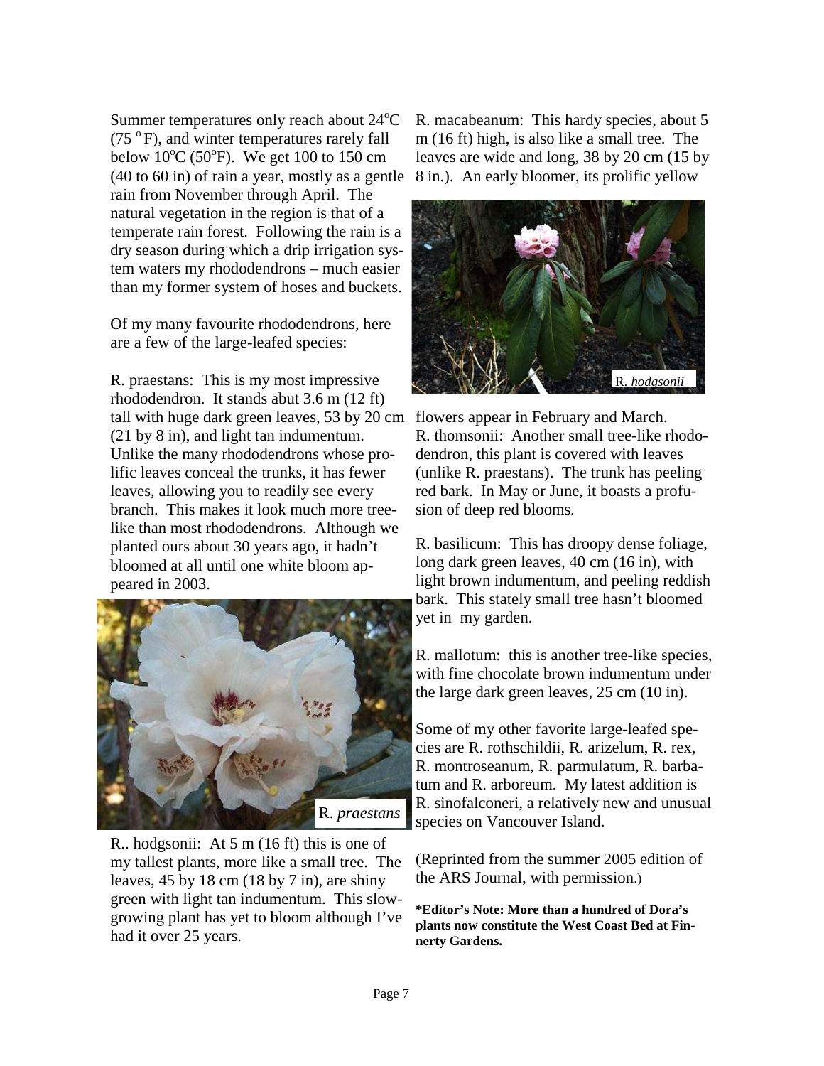Summer temperatures only reach about 24°C (75 °F), and winter temperatures rarely fall below 10°C (50°F). We get 100 to 150 cm (40 to 60 in) of rain a year, mostly as a gentle rain from November through April. The natural vegetation in the region is that of a temperate rain forest. Following the rain is a dry season during which a drip irrigation system waters my rhododendrons – much easier than my former system of hoses and buckets.

Of my many favourite rhododendrons, here are a few of the large-leafed species:

R. praestans: This is my most impressive rhododendron. It stands abut 3.6 m (12 ft) tall with huge dark green leaves, 53 by 20 cm (21 by 8 in), and light tan indumentum. Unlike the many rhododendrons whose prolific leaves conceal the trunks, it has fewer leaves, allowing you to readily see every branch. This makes it look much more tree-like than most rhododendrons. Although we planted ours about 30 years ago, it hadn't bloomed at all until one white bloom appeared in 2003.

R. *praestans*

R.. hodgsonii: At 5 m (16 ft) this is one of my tallest plants, more like a small tree. The leaves, 45 by 18 cm (18 by 7 in), are shiny green with light tan indumentum. This slow-growing plant has yet to bloom although I've had it over 25 years.

R. macabeanum: This hardy species, about 5 m (16 ft) high, is also like a small tree. The leaves are wide and long, 38 by 20 cm (15 by 8 in.). An early bloomer, its prolific yellow flowers appear in February and March.

R. *hodgsonii*

R. thomsonii: Another small tree-like rhododendron, this plant is covered with leaves (unlike R. praestans). The trunk has peeling red bark. In May or June, it boasts a profusion of deep red blooms.

R. basilicum: This has droopy dense foliage, long dark green leaves, 40 cm (16 in), with light brown indumentum, and peeling reddish bark. This stately small tree hasn't bloomed yet in my garden.

R. mallotum: this is another tree-like species, with fine chocolate brown indumentum under the large dark green leaves, 25 cm (10 in).

Some of my other favorite large-leafed species are R. rothschildii, R. arizelum, R. rex, R. montroseanum, R. parmulatum, R. barbatum and R. arboreum. My latest addition is R. sinofalconeri, a relatively new and unusual species on Vancouver Island.

(Reprinted from the summer 2005 edition of the ARS Journal, with permission.)

**\*Editor's Note: More than a hundred of Dora's plants now constitute the West Coast Bed at Finnerty Gardens.**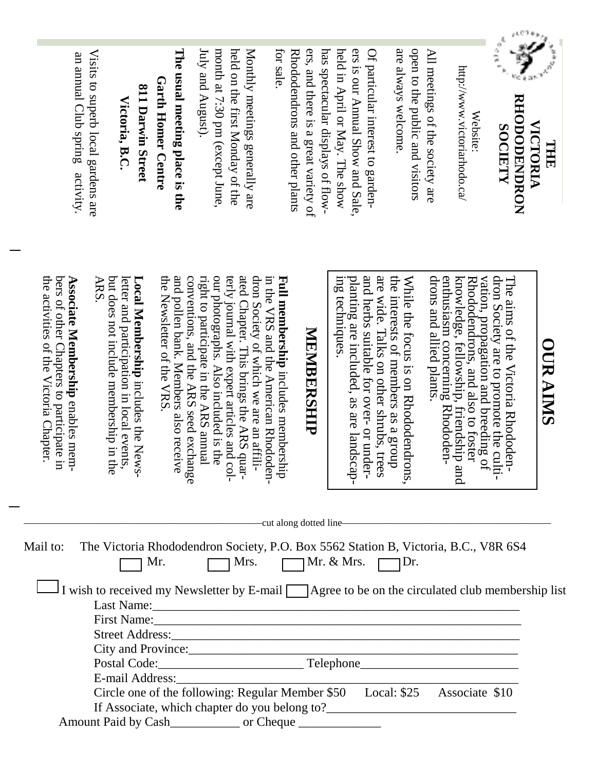# THE VICTORIA RHODODENDRON SOCIETY

Website:
http://www.victoriarhodo.ca/

All meetings of the society are open to the public and visitors are always welcome.

Of particular interest to gardeners is our Annual Show and Sale, held in April or May. The show has spectacular displays of flowers, and there is a great variety of Rhododendrons and other plants for sale.

Monthly meetings generally are held on the first Monday of the month at 7:30 pm (except June, July and August).

**The usual meeting place is the**

**Garth Homer Centre**
**811 Darwin Street**
**Victoria, B.C.**

Visits to superb local gardens are an annual Club spring activity.

# OUR AIMS

The aims of the Victoria Rhododendron Society are to promote the cultivation, propagation and breeding of Rhododendrons, and also to foster knowledge, fellowship, friendship and enthusiasm concerning Rhododendrons and allied plants.

While the focus is on Rhododendrons, the interests of members as a group are wide. Talks on other shrubs, trees and herbs suitable for over- or underplanting are included, as are landscaping techniques.

## MEMBERSHIP

**Full membership** includes membership in the VRS and the American Rhododendron Society of which we are an affiliated Chapter. This brings the ARS quarterly journal with expert articles and colour photographs. Also included is the right to participate in the ARS annual conventions, and the ARS seed exchange and pollen bank. Members also receive the Newsletter of the VRS.

**Local Membership** includes the Newsletter and participation in local events, but does not include membership in the ARS.

**Associate Membership** enables members of other Chapters to participate in the activities of the Victoria Chapter.

---cut along dotted line---

Mail to: The Victoria Rhododendron Society, P.O. Box 5562 Station B, Victoria, B.C., V8R 6S4

☐ Mr. ☐ Mrs. ☐ Mr. & Mrs. ☐ Dr.

☐ I wish to received my Newsletter by E-mail ☐ Agree to be on the circulated club membership list

Last Name:____________________________________________________________

First Name:____________________________________________________________

Street Address:_________________________________________________________

City and Province:_______________________________________________________

Postal Code:_______________________ Telephone_________________________

E-mail Address:_________________________________________________________

Circle one of the following: Regular Member $50 Local: $25 Associate $10

If Associate, which chapter do you belong to?_____________________________

Amount Paid by Cash___________ or Cheque _____________